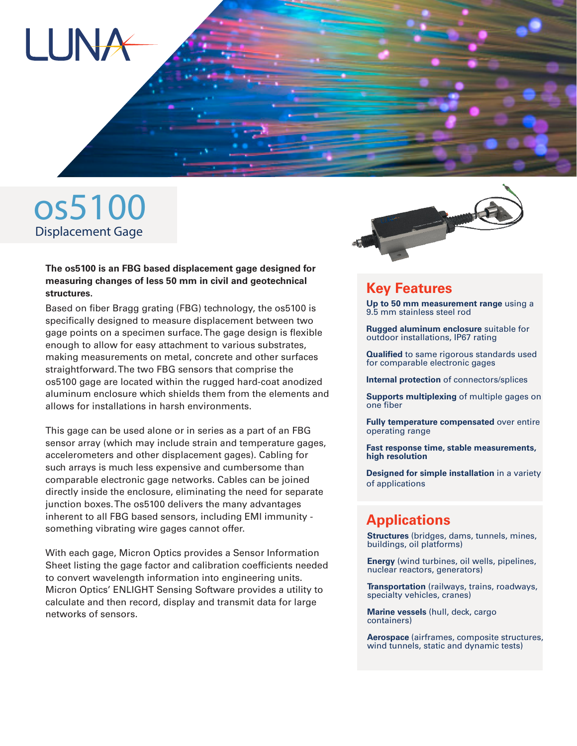LUNA

# os5100

## Displacement Gage

**The os5100 is an FBG based displacement gage designed for measuring changes of less 50 mm in civil and geotechnical structures.**

Based on fiber Bragg grating (FBG) technology, the os5100 is specifically designed to measure displacement between two gage points on a specimen surface. The gage design is flexible enough to allow for easy attachment to various substrates, making measurements on metal, concrete and other surfaces straightforward. The two FBG sensors that comprise the os5100 gage are located within the rugged hard-coat anodized aluminum enclosure which shields them from the elements and allows for installations in harsh environments.

This gage can be used alone or in series as a part of an FBG sensor array (which may include strain and temperature gages, accelerometers and other displacement gages). Cabling for such arrays is much less expensive and cumbersome than comparable electronic gage networks. Cables can be joined directly inside the enclosure, eliminating the need for separate junction boxes. The os5100 delivers the many advantages inherent to all FBG based sensors, including EMI immunity - something vibrating wire gages cannot offer.

With each gage, Micron Optics provides a Sensor Information Sheet listing the gage factor and calibration coefficients needed to convert wavelength information into engineering units. Micron Optics' ENLIGHT Sensing Software provides a utility to calculate and then record, display and transmit data for large networks of sensors.

## Key Features

**Up to 50 mm measurement range** using a 9.5 mm stainless steel rod

**Rugged aluminum enclosure** suitable for outdoor installations, IP67 rating

**Qualified** to same rigorous standards used for comparable electronic gages

**Internal protection** of connectors/splices

**Supports multiplexing** of multiple gages on one fiber

**Fully temperature compensated** over entire operating range

**Fast response time, stable measurements, high resolution**

**Designed for simple installation** in a variety of applications

## Applications

**Structures** (bridges, dams, tunnels, mines, buildings, oil platforms)

**Energy** (wind turbines, oil wells, pipelines, nuclear reactors, generators)

**Transportation** (railways, trains, roadways, specialty vehicles, cranes)

**Marine vessels** (hull, deck, cargo containers)

**Aerospace** (airframes, composite structures, wind tunnels, static and dynamic tests)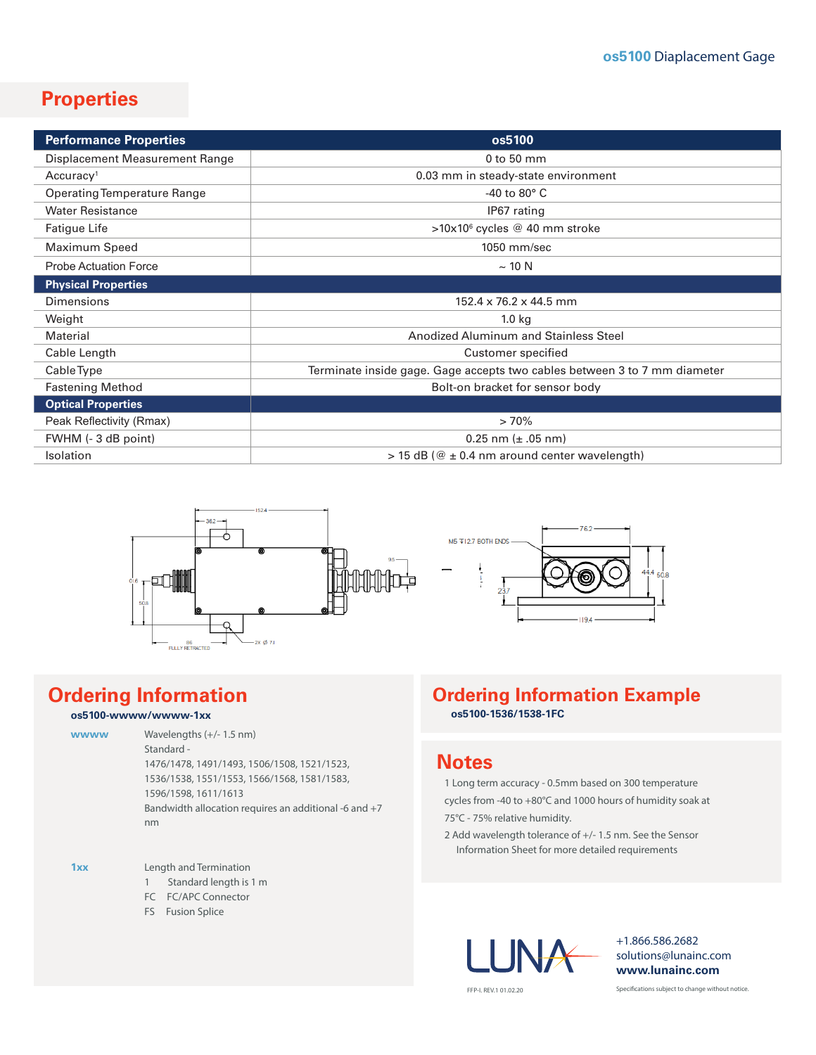# Properties

| Performance Properties | os5100 |
| --- | --- |
| Displacement Measurement Range | 0 to 50 mm |
| Accuracy[1] | 0.03 mm in steady-state environment |
| Operating Temperature Range | -40 to 80° C |
| Water Resistance | IP67 rating |
| Fatigue Life | >10x10$^6$ cycles @ 40 mm stroke |
| Maximum Speed | 1050 mm/sec |
| Probe Actuation Force | ~ 10 N |
| **Physical Properties** | |
| Dimensions | 152.4 x 76.2 x 44.5 mm |
| Weight | 1.0 kg |
| Material | Anodized Aluminum and Stainless Steel |
| Cable Length | Customer specified |
| Cable Type | Terminate inside gage. Gage accepts two cables between 3 to 7 mm diameter |
| Fastening Method | Bolt-on bracket for sensor body |
| **Optical Properties** | |
| Peak Reflectivity (Rmax) | > 70% |
| FWHM (- 3 dB point) | 0.25 nm (± .05 nm) |
| Isolation | > 15 dB (@ ± 0.4 nm around center wavelength) |

152.4
36.2
9.5
50.8
86
FULLY RETRACTED
2X Ø 7.1

M5 ⊤12.7 BOTH ENDS
76.2
44.4
50.8
23.7
119.4

## Ordering Information

**os5100-wwww/wwww-1xx**

**wwww** Wavelengths (+/- 1.5 nm)
Standard -
1476/1478, 1491/1493, 1506/1508, 1521/1523, 1536/1538, 1551/1553, 1566/1568, 1581/1583, 1596/1598, 1611/1613
Bandwidth allocation requires an additional -6 and +7 nm

**1xx** Length and Termination
1 Standard length is 1 m
FC FC/APC Connector
FS Fusion Splice

## Ordering Information Example

**os5100-1536/1538-1FC**

## Notes

1 Long term accuracy - 0.5mm based on 300 temperature cycles from -40 to +80°C and 1000 hours of humidity soak at 75°C - 75% relative humidity.

2 Add wavelength tolerance of +/- 1.5 nm. See the Sensor Information Sheet for more detailed requirements

LUNA

+1.866.586.2682
solutions@lunainc.com
**www.lunainc.com**

FFP-I. REV.1 01.02.20

Specifications subject to change without notice.